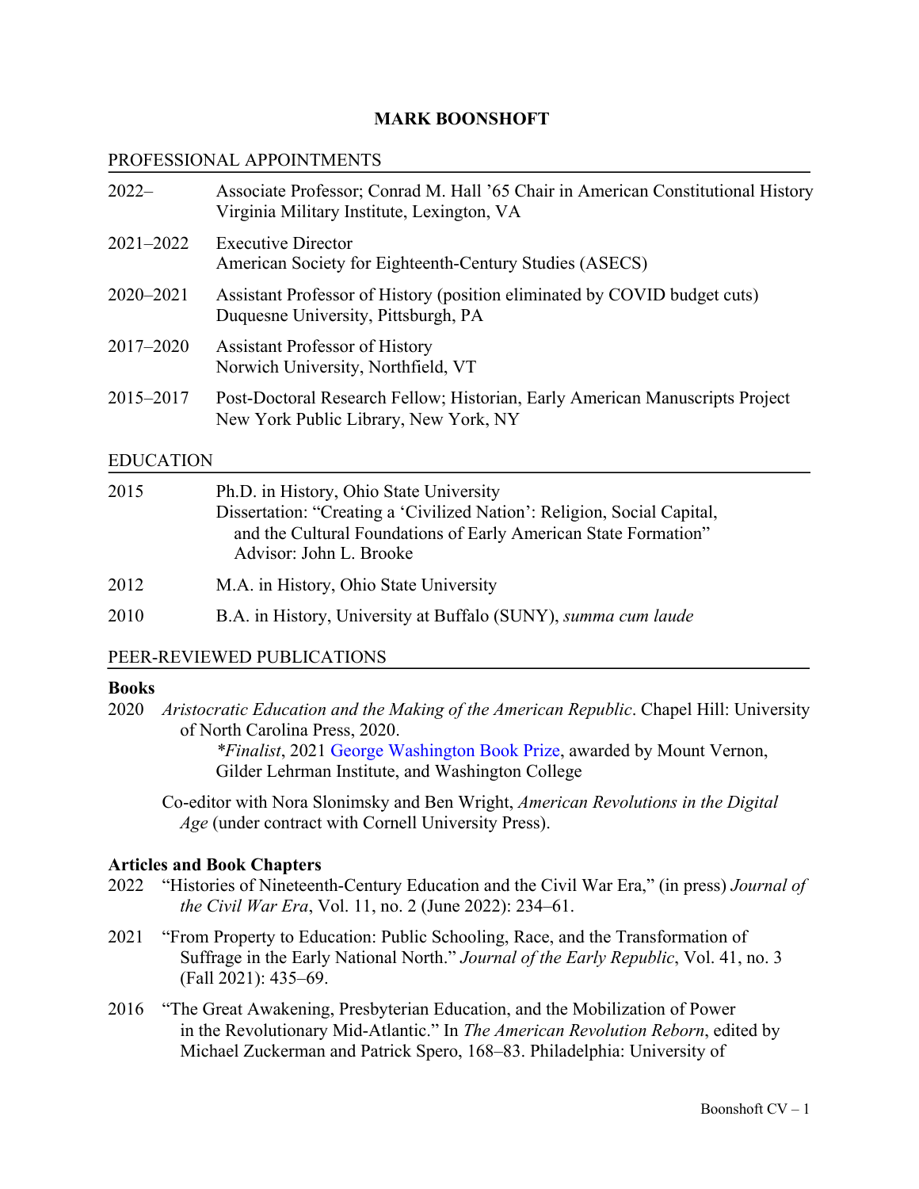# MARK BOONSHOFT

## PROFESSIONAL APPOINTMENTS

2022– Associate Professor; Conrad M. Hall ’65 Chair in American Constitutional History
Virginia Military Institute, Lexington, VA

2021–2022 Executive Director
American Society for Eighteenth-Century Studies (ASECS)

2020–2021 Assistant Professor of History (position eliminated by COVID budget cuts)
Duquesne University, Pittsburgh, PA

2017–2020 Assistant Professor of History
Norwich University, Northfield, VT

2015–2017 Post-Doctoral Research Fellow; Historian, Early American Manuscripts Project
New York Public Library, New York, NY

## EDUCATION

2015 Ph.D. in History, Ohio State University
Dissertation: “Creating a ‘Civilized Nation’: Religion, Social Capital, and the Cultural Foundations of Early American State Formation”
Advisor: John L. Brooke

2012 M.A. in History, Ohio State University

2010 B.A. in History, University at Buffalo (SUNY), *summa cum laude*

## PEER-REVIEWED PUBLICATIONS

### Books

2020 *Aristocratic Education and the Making of the American Republic*. Chapel Hill: University of North Carolina Press, 2020.
*\*Finalist*, 2021 George Washington Book Prize, awarded by Mount Vernon, Gilder Lehrman Institute, and Washington College

Co-editor with Nora Slonimsky and Ben Wright, *American Revolutions in the Digital Age* (under contract with Cornell University Press).

### Articles and Book Chapters

2022 “Histories of Nineteenth-Century Education and the Civil War Era,” (in press) *Journal of the Civil War Era*, Vol. 11, no. 2 (June 2022): 234–61.

2021 “From Property to Education: Public Schooling, Race, and the Transformation of Suffrage in the Early National North.” *Journal of the Early Republic*, Vol. 41, no. 3 (Fall 2021): 435–69.

2016 “The Great Awakening, Presbyterian Education, and the Mobilization of Power in the Revolutionary Mid-Atlantic.” In *The American Revolution Reborn*, edited by Michael Zuckerman and Patrick Spero, 168–83. Philadelphia: University of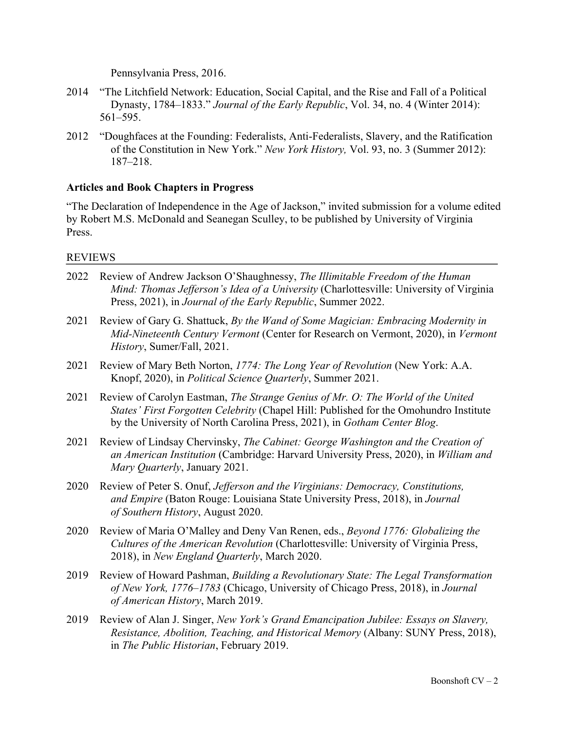Pennsylvania Press, 2016.

2014 "The Litchfield Network: Education, Social Capital, and the Rise and Fall of a Political Dynasty, 1784–1833." *Journal of the Early Republic*, Vol. 34, no. 4 (Winter 2014): 561–595.

2012 "Doughfaces at the Founding: Federalists, Anti-Federalists, Slavery, and the Ratification of the Constitution in New York." *New York History,* Vol. 93, no. 3 (Summer 2012): 187–218.

### Articles and Book Chapters in Progress

"The Declaration of Independence in the Age of Jackson," invited submission for a volume edited by Robert M.S. McDonald and Seanegan Sculley, to be published by University of Virginia Press.

## REVIEWS

2022 Review of Andrew Jackson O'Shaughnessy, *The Illimitable Freedom of the Human Mind: Thomas Jefferson's Idea of a University* (Charlottesville: University of Virginia Press, 2021), in *Journal of the Early Republic*, Summer 2022.

2021 Review of Gary G. Shattuck, *By the Wand of Some Magician: Embracing Modernity in Mid-Nineteenth Century Vermont* (Center for Research on Vermont, 2020), in *Vermont History*, Sumer/Fall, 2021.

2021 Review of Mary Beth Norton, *1774: The Long Year of Revolution* (New York: A.A. Knopf, 2020), in *Political Science Quarterly*, Summer 2021.

2021 Review of Carolyn Eastman, *The Strange Genius of Mr. O: The World of the United States' First Forgotten Celebrity* (Chapel Hill: Published for the Omohundro Institute by the University of North Carolina Press, 2021), in *Gotham Center Blog*.

2021 Review of Lindsay Chervinsky, *The Cabinet: George Washington and the Creation of an American Institution* (Cambridge: Harvard University Press, 2020), in *William and Mary Quarterly*, January 2021.

2020 Review of Peter S. Onuf, *Jefferson and the Virginians: Democracy, Constitutions, and Empire* (Baton Rouge: Louisiana State University Press, 2018), in *Journal of Southern History*, August 2020.

2020 Review of Maria O'Malley and Deny Van Renen, eds., *Beyond 1776: Globalizing the Cultures of the American Revolution* (Charlottesville: University of Virginia Press, 2018), in *New England Quarterly*, March 2020.

2019 Review of Howard Pashman, *Building a Revolutionary State: The Legal Transformation of New York, 1776–1783* (Chicago, University of Chicago Press, 2018), in *Journal of American History*, March 2019.

2019 Review of Alan J. Singer, *New York's Grand Emancipation Jubilee: Essays on Slavery, Resistance, Abolition, Teaching, and Historical Memory* (Albany: SUNY Press, 2018), in *The Public Historian*, February 2019.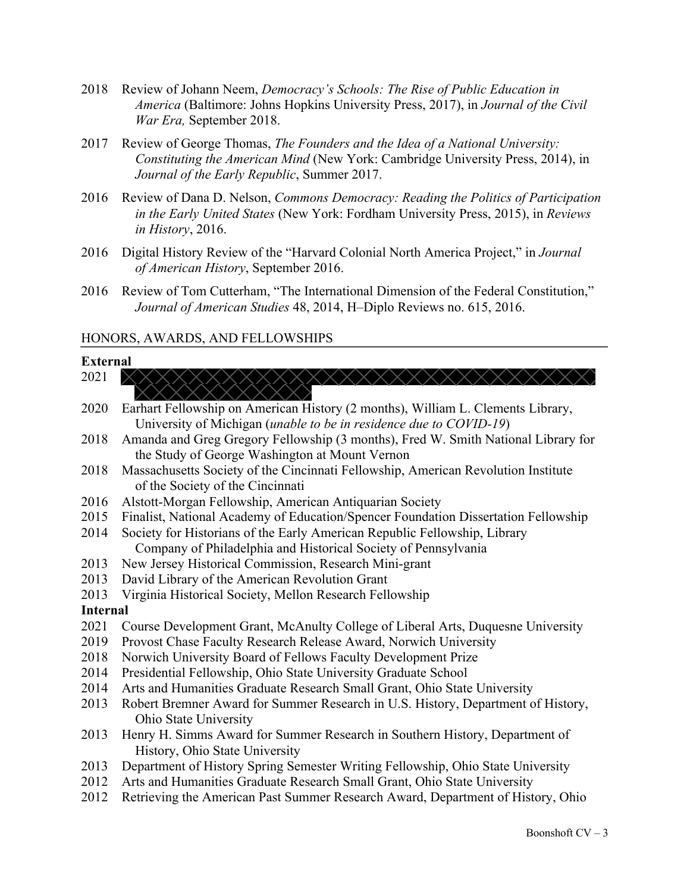2018 Review of Johann Neem, *Democracy's Schools: The Rise of Public Education in America* (Baltimore: Johns Hopkins University Press, 2017), in *Journal of the Civil War Era,* September 2018.

2017 Review of George Thomas, *The Founders and the Idea of a National University: Constituting the American Mind* (New York: Cambridge University Press, 2014), in *Journal of the Early Republic*, Summer 2017.

2016 Review of Dana D. Nelson, *Commons Democracy: Reading the Politics of Participation in the Early United States* (New York: Fordham University Press, 2015), in *Reviews in History*, 2016.

2016 Digital History Review of the "Harvard Colonial North America Project," in *Journal of American History*, September 2016.

2016 Review of Tom Cutterham, "The International Dimension of the Federal Constitution," *Journal of American Studies* 48, 2014, H–Diplo Reviews no. 615, 2016.

## HONORS, AWARDS, AND FELLOWSHIPS

**External**

- 2021
- 2020 Earhart Fellowship on American History (2 months), William L. Clements Library, University of Michigan (*unable to be in residence due to COVID-19*)
- 2018 Amanda and Greg Gregory Fellowship (3 months), Fred W. Smith National Library for the Study of George Washington at Mount Vernon
- 2018 Massachusetts Society of the Cincinnati Fellowship, American Revolution Institute of the Society of the Cincinnati
- 2016 Alstott-Morgan Fellowship, American Antiquarian Society
- 2015 Finalist, National Academy of Education/Spencer Foundation Dissertation Fellowship
- 2014 Society for Historians of the Early American Republic Fellowship, Library Company of Philadelphia and Historical Society of Pennsylvania
- 2013 New Jersey Historical Commission, Research Mini-grant
- 2013 David Library of the American Revolution Grant
- 2013 Virginia Historical Society, Mellon Research Fellowship

**Internal**

- 2021 Course Development Grant, McAnulty College of Liberal Arts, Duquesne University
- 2019 Provost Chase Faculty Research Release Award, Norwich University
- 2018 Norwich University Board of Fellows Faculty Development Prize
- 2014 Presidential Fellowship, Ohio State University Graduate School
- 2014 Arts and Humanities Graduate Research Small Grant, Ohio State University
- 2013 Robert Bremner Award for Summer Research in U.S. History, Department of History, Ohio State University
- 2013 Henry H. Simms Award for Summer Research in Southern History, Department of History, Ohio State University
- 2013 Department of History Spring Semester Writing Fellowship, Ohio State University
- 2012 Arts and Humanities Graduate Research Small Grant, Ohio State University
- 2012 Retrieving the American Past Summer Research Award, Department of History, Ohio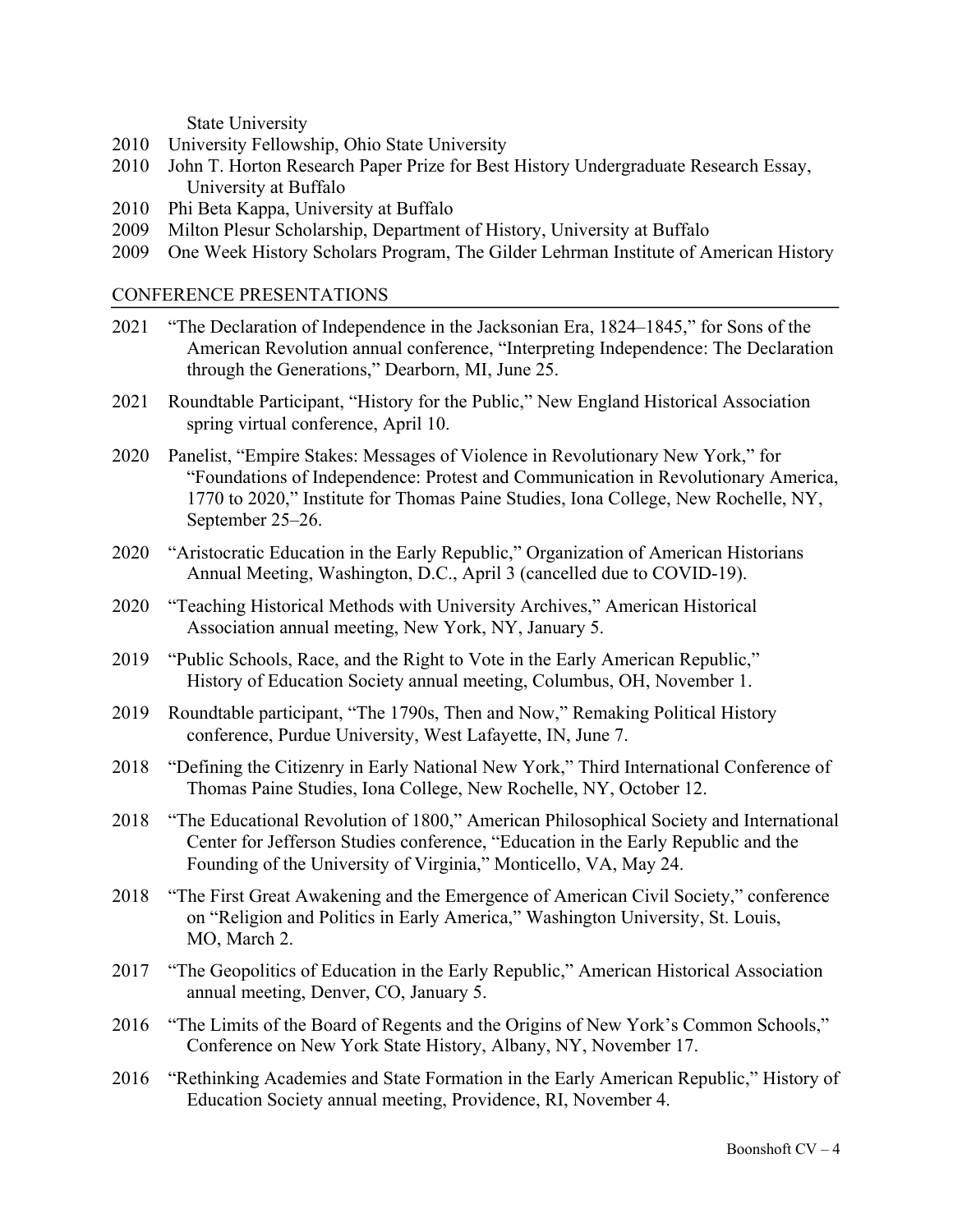State University

2010 University Fellowship, Ohio State University

2010 John T. Horton Research Paper Prize for Best History Undergraduate Research Essay, University at Buffalo

2010 Phi Beta Kappa, University at Buffalo

2009 Milton Plesur Scholarship, Department of History, University at Buffalo

2009 One Week History Scholars Program, The Gilder Lehrman Institute of American History

## CONFERENCE PRESENTATIONS

2021 "The Declaration of Independence in the Jacksonian Era, 1824–1845," for Sons of the American Revolution annual conference, "Interpreting Independence: The Declaration through the Generations," Dearborn, MI, June 25.

2021 Roundtable Participant, "History for the Public," New England Historical Association spring virtual conference, April 10.

2020 Panelist, "Empire Stakes: Messages of Violence in Revolutionary New York," for "Foundations of Independence: Protest and Communication in Revolutionary America, 1770 to 2020," Institute for Thomas Paine Studies, Iona College, New Rochelle, NY, September 25–26.

2020 "Aristocratic Education in the Early Republic," Organization of American Historians Annual Meeting, Washington, D.C., April 3 (cancelled due to COVID-19).

2020 "Teaching Historical Methods with University Archives," American Historical Association annual meeting, New York, NY, January 5.

2019 "Public Schools, Race, and the Right to Vote in the Early American Republic," History of Education Society annual meeting, Columbus, OH, November 1.

2019 Roundtable participant, "The 1790s, Then and Now," Remaking Political History conference, Purdue University, West Lafayette, IN, June 7.

2018 "Defining the Citizenry in Early National New York," Third International Conference of Thomas Paine Studies, Iona College, New Rochelle, NY, October 12.

2018 "The Educational Revolution of 1800," American Philosophical Society and International Center for Jefferson Studies conference, "Education in the Early Republic and the Founding of the University of Virginia," Monticello, VA, May 24.

2018 "The First Great Awakening and the Emergence of American Civil Society," conference on "Religion and Politics in Early America," Washington University, St. Louis, MO, March 2.

2017 "The Geopolitics of Education in the Early Republic," American Historical Association annual meeting, Denver, CO, January 5.

2016 "The Limits of the Board of Regents and the Origins of New York's Common Schools," Conference on New York State History, Albany, NY, November 17.

2016 "Rethinking Academies and State Formation in the Early American Republic," History of Education Society annual meeting, Providence, RI, November 4.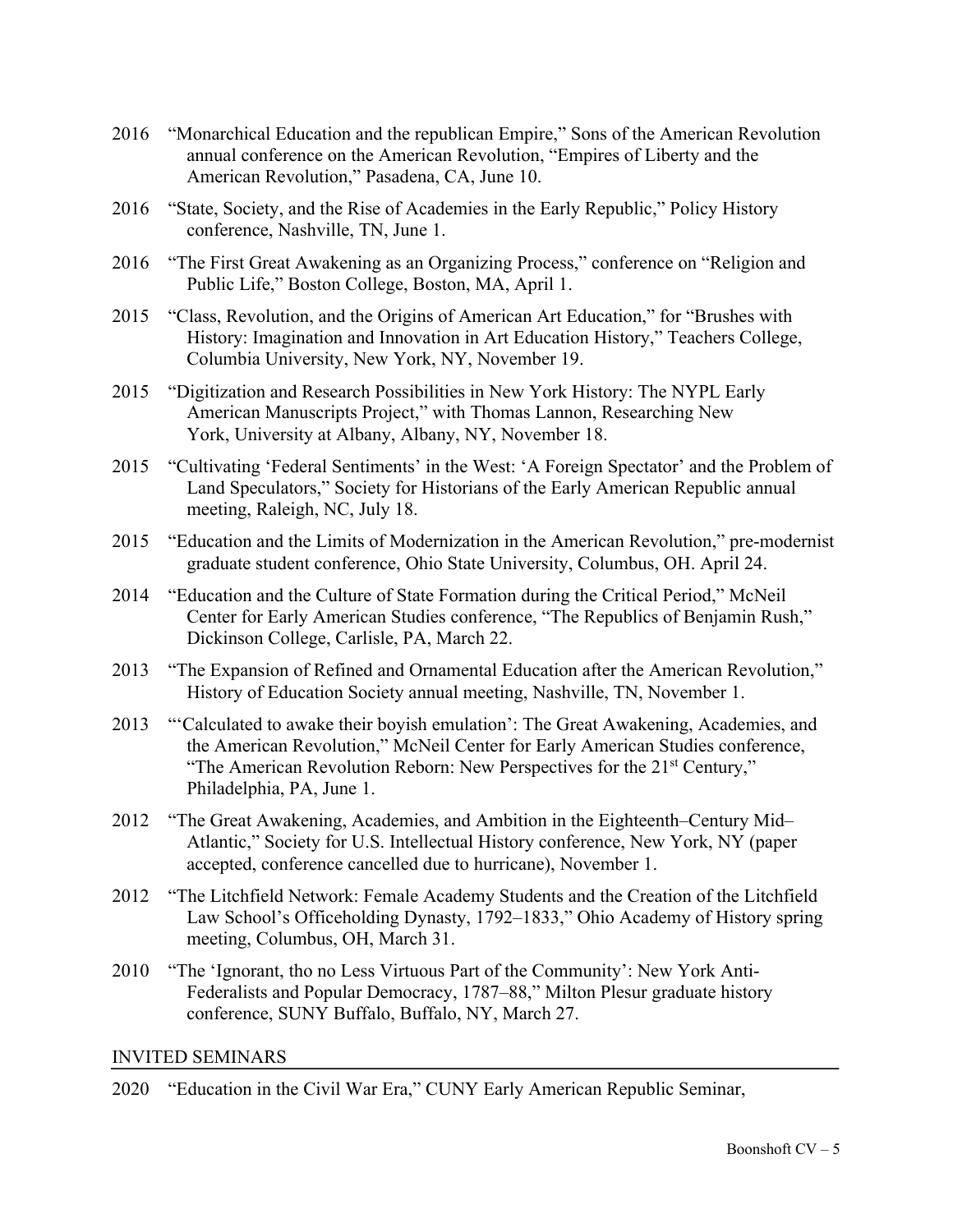2016 "Monarchical Education and the republican Empire," Sons of the American Revolution annual conference on the American Revolution, "Empires of Liberty and the American Revolution," Pasadena, CA, June 10.

2016 "State, Society, and the Rise of Academies in the Early Republic," Policy History conference, Nashville, TN, June 1.

2016 "The First Great Awakening as an Organizing Process," conference on "Religion and Public Life," Boston College, Boston, MA, April 1.

2015 "Class, Revolution, and the Origins of American Art Education," for "Brushes with History: Imagination and Innovation in Art Education History," Teachers College, Columbia University, New York, NY, November 19.

2015 "Digitization and Research Possibilities in New York History: The NYPL Early American Manuscripts Project," with Thomas Lannon, Researching New York, University at Albany, Albany, NY, November 18.

2015 "Cultivating 'Federal Sentiments' in the West: 'A Foreign Spectator' and the Problem of Land Speculators," Society for Historians of the Early American Republic annual meeting, Raleigh, NC, July 18.

2015 "Education and the Limits of Modernization in the American Revolution," pre-modernist graduate student conference, Ohio State University, Columbus, OH. April 24.

2014 "Education and the Culture of State Formation during the Critical Period," McNeil Center for Early American Studies conference, "The Republics of Benjamin Rush," Dickinson College, Carlisle, PA, March 22.

2013 "The Expansion of Refined and Ornamental Education after the American Revolution," History of Education Society annual meeting, Nashville, TN, November 1.

2013 "'Calculated to awake their boyish emulation': The Great Awakening, Academies, and the American Revolution," McNeil Center for Early American Studies conference, "The American Revolution Reborn: New Perspectives for the 21st Century," Philadelphia, PA, June 1.

2012 "The Great Awakening, Academies, and Ambition in the Eighteenth–Century Mid–Atlantic," Society for U.S. Intellectual History conference, New York, NY (paper accepted, conference cancelled due to hurricane), November 1.

2012 "The Litchfield Network: Female Academy Students and the Creation of the Litchfield Law School's Officeholding Dynasty, 1792–1833," Ohio Academy of History spring meeting, Columbus, OH, March 31.

2010 "The 'Ignorant, tho no Less Virtuous Part of the Community': New York Anti-Federalists and Popular Democracy, 1787–88," Milton Plesur graduate history conference, SUNY Buffalo, Buffalo, NY, March 27.

## INVITED SEMINARS

2020 "Education in the Civil War Era," CUNY Early American Republic Seminar,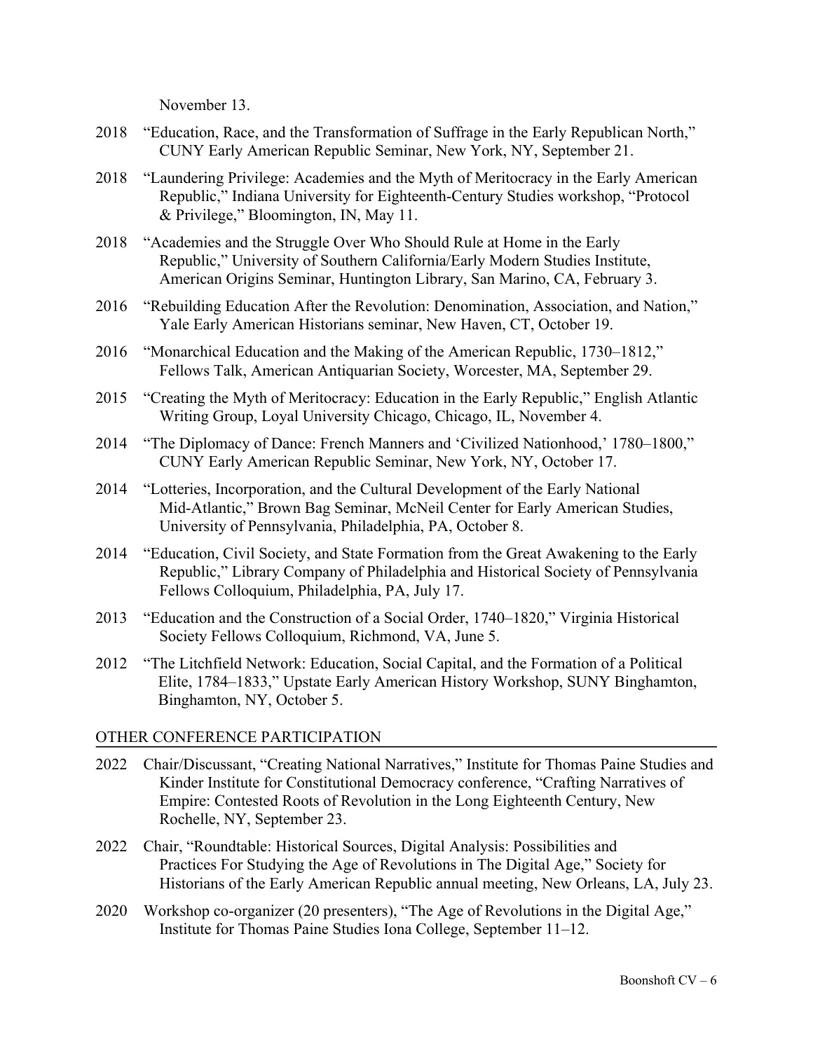November 13.

2018 "Education, Race, and the Transformation of Suffrage in the Early Republican North," CUNY Early American Republic Seminar, New York, NY, September 21.

2018 "Laundering Privilege: Academies and the Myth of Meritocracy in the Early American Republic," Indiana University for Eighteenth-Century Studies workshop, "Protocol & Privilege," Bloomington, IN, May 11.

2018 "Academies and the Struggle Over Who Should Rule at Home in the Early Republic," University of Southern California/Early Modern Studies Institute, American Origins Seminar, Huntington Library, San Marino, CA, February 3.

2016 "Rebuilding Education After the Revolution: Denomination, Association, and Nation," Yale Early American Historians seminar, New Haven, CT, October 19.

2016 "Monarchical Education and the Making of the American Republic, 1730–1812," Fellows Talk, American Antiquarian Society, Worcester, MA, September 29.

2015 "Creating the Myth of Meritocracy: Education in the Early Republic," English Atlantic Writing Group, Loyal University Chicago, Chicago, IL, November 4.

2014 "The Diplomacy of Dance: French Manners and 'Civilized Nationhood,' 1780–1800," CUNY Early American Republic Seminar, New York, NY, October 17.

2014 "Lotteries, Incorporation, and the Cultural Development of the Early National Mid-Atlantic," Brown Bag Seminar, McNeil Center for Early American Studies, University of Pennsylvania, Philadelphia, PA, October 8.

2014 "Education, Civil Society, and State Formation from the Great Awakening to the Early Republic," Library Company of Philadelphia and Historical Society of Pennsylvania Fellows Colloquium, Philadelphia, PA, July 17.

2013 "Education and the Construction of a Social Order, 1740–1820," Virginia Historical Society Fellows Colloquium, Richmond, VA, June 5.

2012 "The Litchfield Network: Education, Social Capital, and the Formation of a Political Elite, 1784–1833," Upstate Early American History Workshop, SUNY Binghamton, Binghamton, NY, October 5.

## OTHER CONFERENCE PARTICIPATION

2022 Chair/Discussant, "Creating National Narratives," Institute for Thomas Paine Studies and Kinder Institute for Constitutional Democracy conference, "Crafting Narratives of Empire: Contested Roots of Revolution in the Long Eighteenth Century, New Rochelle, NY, September 23.

2022 Chair, "Roundtable: Historical Sources, Digital Analysis: Possibilities and Practices For Studying the Age of Revolutions in The Digital Age," Society for Historians of the Early American Republic annual meeting, New Orleans, LA, July 23.

2020 Workshop co-organizer (20 presenters), "The Age of Revolutions in the Digital Age," Institute for Thomas Paine Studies Iona College, September 11–12.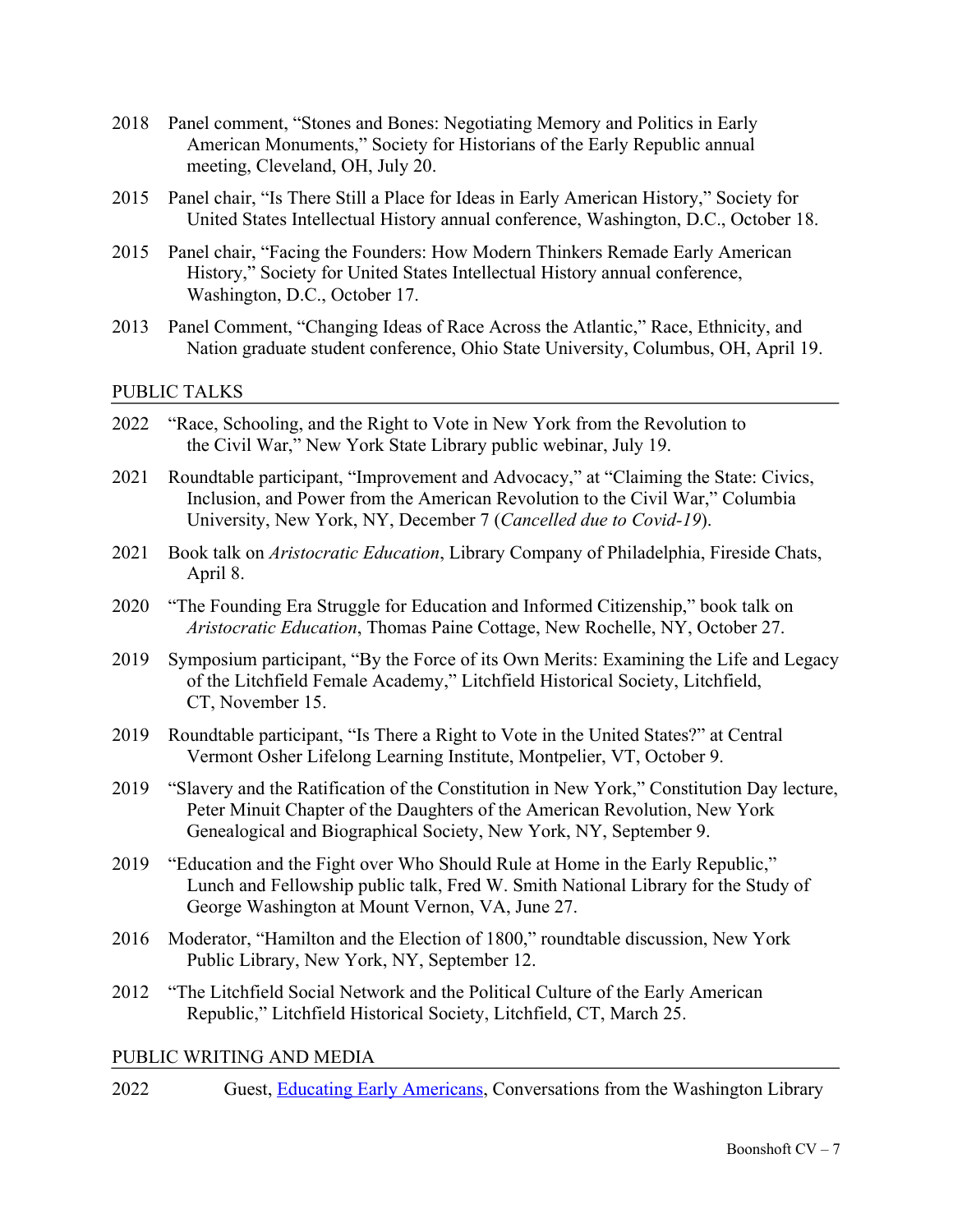2018 Panel comment, "Stones and Bones: Negotiating Memory and Politics in Early American Monuments," Society for Historians of the Early Republic annual meeting, Cleveland, OH, July 20.

2015 Panel chair, "Is There Still a Place for Ideas in Early American History," Society for United States Intellectual History annual conference, Washington, D.C., October 18.

2015 Panel chair, "Facing the Founders: How Modern Thinkers Remade Early American History," Society for United States Intellectual History annual conference, Washington, D.C., October 17.

2013 Panel Comment, "Changing Ideas of Race Across the Atlantic," Race, Ethnicity, and Nation graduate student conference, Ohio State University, Columbus, OH, April 19.

## PUBLIC TALKS

2022 "Race, Schooling, and the Right to Vote in New York from the Revolution to the Civil War," New York State Library public webinar, July 19.

2021 Roundtable participant, "Improvement and Advocacy," at "Claiming the State: Civics, Inclusion, and Power from the American Revolution to the Civil War," Columbia University, New York, NY, December 7 (*Cancelled due to Covid-19*).

2021 Book talk on *Aristocratic Education*, Library Company of Philadelphia, Fireside Chats, April 8.

2020 "The Founding Era Struggle for Education and Informed Citizenship," book talk on *Aristocratic Education*, Thomas Paine Cottage, New Rochelle, NY, October 27.

2019 Symposium participant, "By the Force of its Own Merits: Examining the Life and Legacy of the Litchfield Female Academy," Litchfield Historical Society, Litchfield, CT, November 15.

2019 Roundtable participant, "Is There a Right to Vote in the United States?" at Central Vermont Osher Lifelong Learning Institute, Montpelier, VT, October 9.

2019 "Slavery and the Ratification of the Constitution in New York," Constitution Day lecture, Peter Minuit Chapter of the Daughters of the American Revolution, New York Genealogical and Biographical Society, New York, NY, September 9.

2019 "Education and the Fight over Who Should Rule at Home in the Early Republic," Lunch and Fellowship public talk, Fred W. Smith National Library for the Study of George Washington at Mount Vernon, VA, June 27.

2016 Moderator, "Hamilton and the Election of 1800," roundtable discussion, New York Public Library, New York, NY, September 12.

2012 "The Litchfield Social Network and the Political Culture of the Early American Republic," Litchfield Historical Society, Litchfield, CT, March 25.

## PUBLIC WRITING AND MEDIA

2022 Guest, Educating Early Americans, Conversations from the Washington Library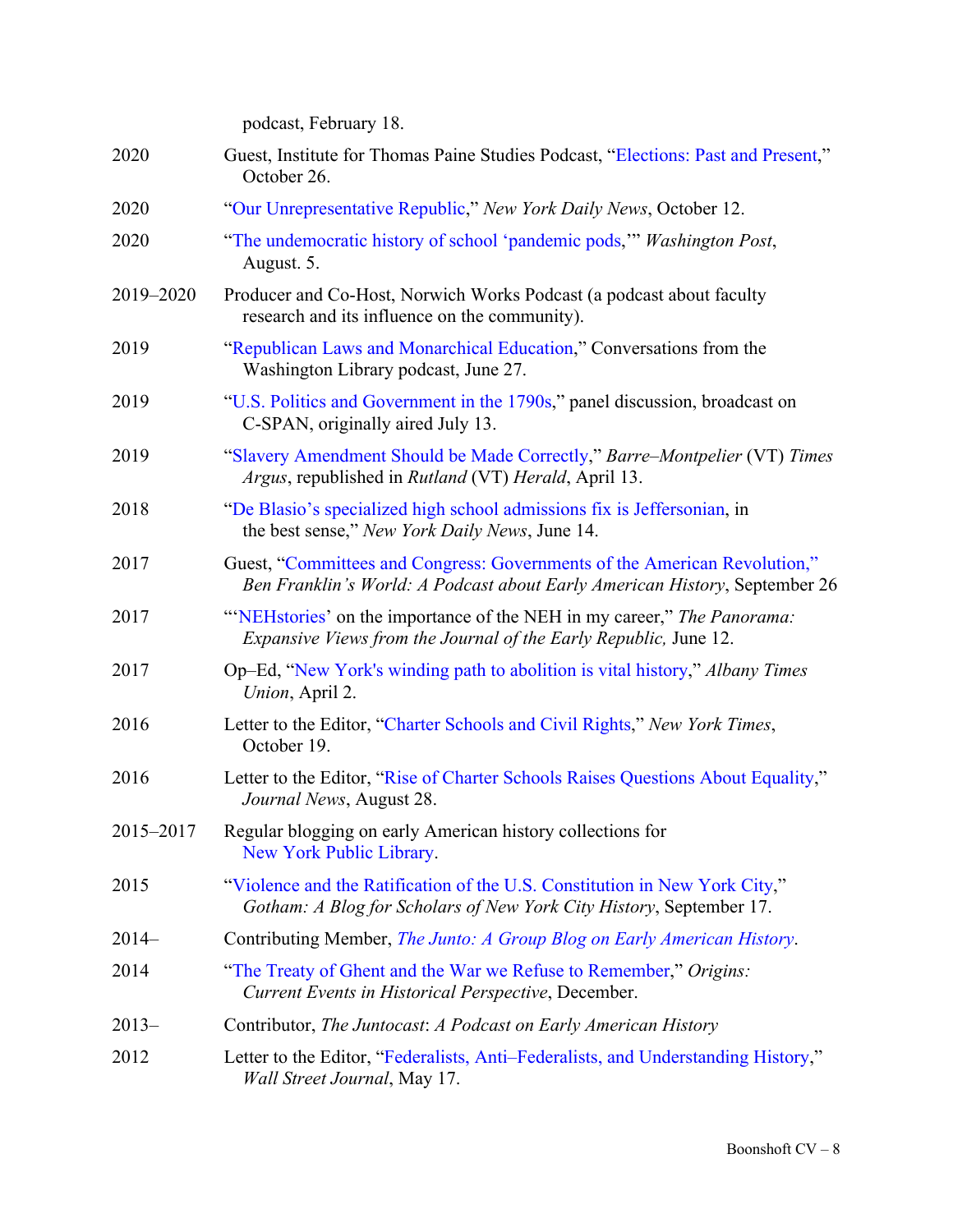podcast, February 18.

2020 Guest, Institute for Thomas Paine Studies Podcast, "Elections: Past and Present," October 26.

2020 "Our Unrepresentative Republic," *New York Daily News*, October 12.

2020 "The undemocratic history of school 'pandemic pods,'" *Washington Post*, August. 5.

2019–2020 Producer and Co-Host, Norwich Works Podcast (a podcast about faculty research and its influence on the community).

2019 "Republican Laws and Monarchical Education," Conversations from the Washington Library podcast, June 27.

2019 "U.S. Politics and Government in the 1790s," panel discussion, broadcast on C-SPAN, originally aired July 13.

2019 "Slavery Amendment Should be Made Correctly," *Barre–Montpelier* (VT) *Times Argus*, republished in *Rutland* (VT) *Herald*, April 13.

2018 "De Blasio's specialized high school admissions fix is Jeffersonian, in the best sense," *New York Daily News*, June 14.

2017 Guest, "Committees and Congress: Governments of the American Revolution," *Ben Franklin's World: A Podcast about Early American History*, September 26

2017 "'NEHstories' on the importance of the NEH in my career," *The Panorama: Expansive Views from the Journal of the Early Republic,* June 12.

2017 Op–Ed, "New York's winding path to abolition is vital history," *Albany Times Union*, April 2.

2016 Letter to the Editor, "Charter Schools and Civil Rights," *New York Times*, October 19.

2016 Letter to the Editor, "Rise of Charter Schools Raises Questions About Equality," *Journal News*, August 28.

2015–2017 Regular blogging on early American history collections for New York Public Library.

2015 "Violence and the Ratification of the U.S. Constitution in New York City," *Gotham: A Blog for Scholars of New York City History*, September 17.

2014– Contributing Member, *The Junto: A Group Blog on Early American History*.

2014 "The Treaty of Ghent and the War we Refuse to Remember," *Origins: Current Events in Historical Perspective*, December.

2013– Contributor, *The Juntocast*: *A Podcast on Early American History*

2012 Letter to the Editor, "Federalists, Anti–Federalists, and Understanding History," *Wall Street Journal*, May 17.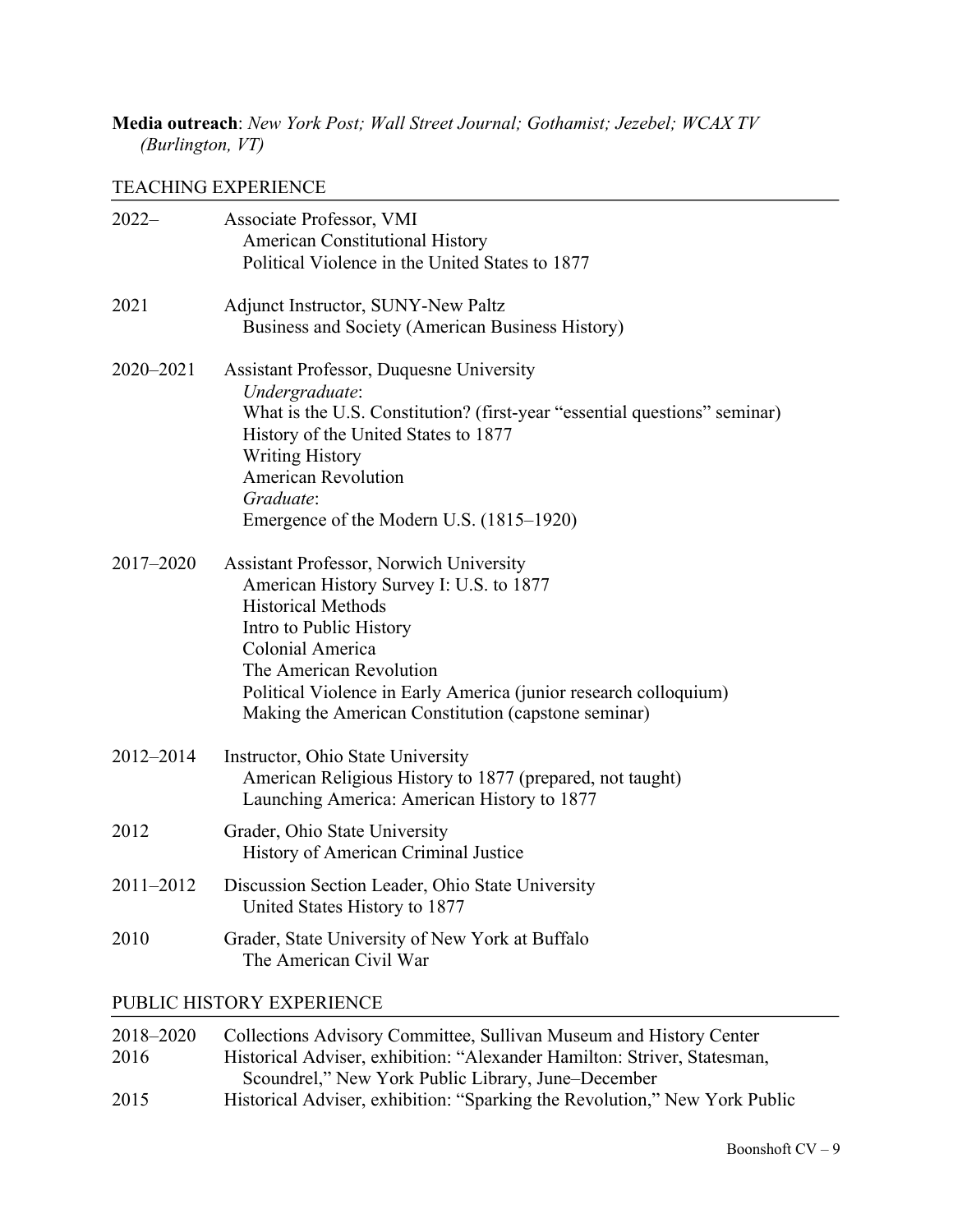**Media outreach**: *New York Post; Wall Street Journal; Gothamist; Jezebel; WCAX TV (Burlington, VT)*

## TEACHING EXPERIENCE

2022– Associate Professor, VMI
- American Constitutional History
- Political Violence in the United States to 1877

2021 Adjunct Instructor, SUNY-New Paltz
- Business and Society (American Business History)

2020–2021 Assistant Professor, Duquesne University
- *Undergraduate*:
- What is the U.S. Constitution? (first-year "essential questions" seminar)
- History of the United States to 1877
- Writing History
- American Revolution
- *Graduate*:
- Emergence of the Modern U.S. (1815–1920)

2017–2020 Assistant Professor, Norwich University
- American History Survey I: U.S. to 1877
- Historical Methods
- Intro to Public History
- Colonial America
- The American Revolution
- Political Violence in Early America (junior research colloquium)
- Making the American Constitution (capstone seminar)

2012–2014 Instructor, Ohio State University
- American Religious History to 1877 (prepared, not taught)
- Launching America: American History to 1877

2012 Grader, Ohio State University
- History of American Criminal Justice

2011–2012 Discussion Section Leader, Ohio State University
- United States History to 1877

2010 Grader, State University of New York at Buffalo
- The American Civil War

## PUBLIC HISTORY EXPERIENCE

2018–2020 Collections Advisory Committee, Sullivan Museum and History Center

2016 Historical Adviser, exhibition: "Alexander Hamilton: Striver, Statesman, Scoundrel," New York Public Library, June–December

2015 Historical Adviser, exhibition: "Sparking the Revolution," New York Public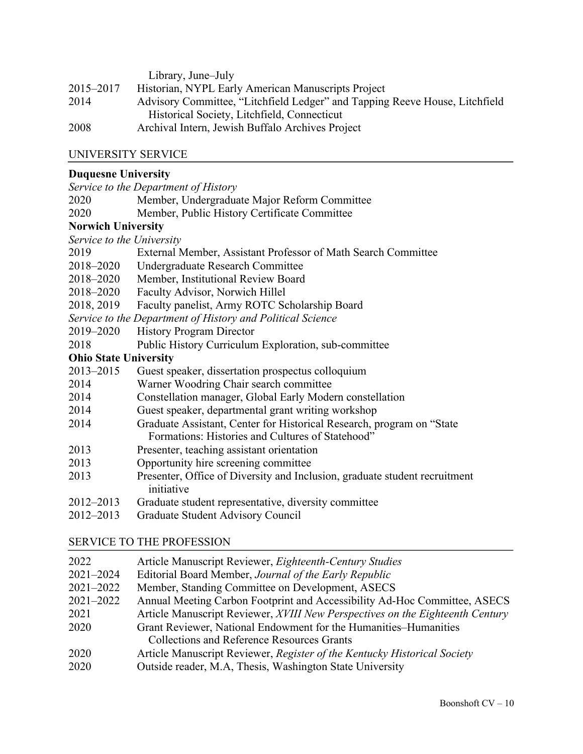Library, June–July

2015–2017 Historian, NYPL Early American Manuscripts Project

2014 Advisory Committee, "Litchfield Ledger" and Tapping Reeve House, Litchfield Historical Society, Litchfield, Connecticut

2008 Archival Intern, Jewish Buffalo Archives Project

## UNIVERSITY SERVICE

**Duquesne University**

*Service to the Department of History*

2020 Member, Undergraduate Major Reform Committee

2020 Member, Public History Certificate Committee

**Norwich University**

*Service to the University*

2019 External Member, Assistant Professor of Math Search Committee

2018–2020 Undergraduate Research Committee

2018–2020 Member, Institutional Review Board

2018–2020 Faculty Advisor, Norwich Hillel

2018, 2019 Faculty panelist, Army ROTC Scholarship Board

*Service to the Department of History and Political Science*

2019–2020 History Program Director

2018 Public History Curriculum Exploration, sub-committee

**Ohio State University**

2013–2015 Guest speaker, dissertation prospectus colloquium

2014 Warner Woodring Chair search committee

2014 Constellation manager, Global Early Modern constellation

2014 Guest speaker, departmental grant writing workshop

2014 Graduate Assistant, Center for Historical Research, program on "State Formations: Histories and Cultures of Statehood"

2013 Presenter, teaching assistant orientation

2013 Opportunity hire screening committee

2013 Presenter, Office of Diversity and Inclusion, graduate student recruitment initiative

2012–2013 Graduate student representative, diversity committee

2012–2013 Graduate Student Advisory Council

## SERVICE TO THE PROFESSION

2022 Article Manuscript Reviewer, *Eighteenth-Century Studies*

2021–2024 Editorial Board Member, *Journal of the Early Republic*

2021–2022 Member, Standing Committee on Development, ASECS

2021–2022 Annual Meeting Carbon Footprint and Accessibility Ad-Hoc Committee, ASECS

2021 Article Manuscript Reviewer, *XVIII New Perspectives on the Eighteenth Century*

2020 Grant Reviewer, National Endowment for the Humanities–Humanities Collections and Reference Resources Grants

2020 Article Manuscript Reviewer, *Register of the Kentucky Historical Society*

2020 Outside reader, M.A, Thesis, Washington State University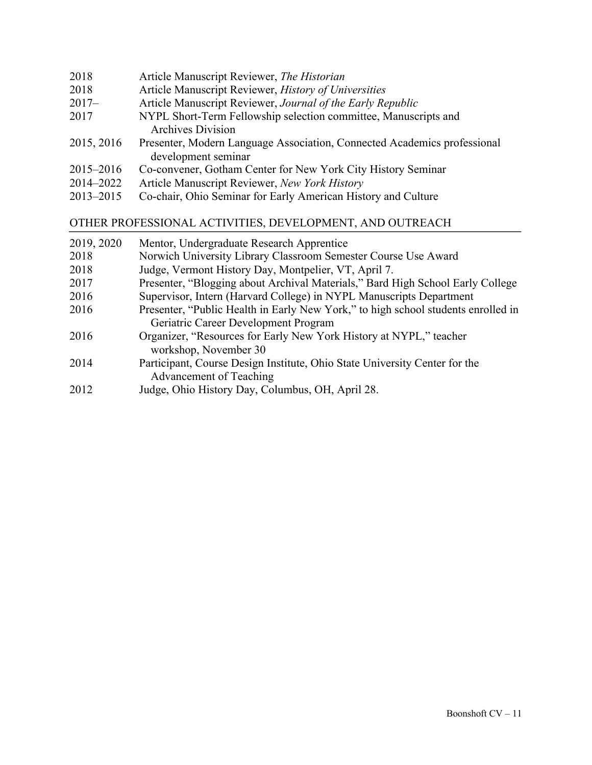| | |
|---|---|
| 2018 | Article Manuscript Reviewer, *The Historian* |
| 2018 | Article Manuscript Reviewer, *History of Universities* |
| 2017– | Article Manuscript Reviewer, *Journal of the Early Republic* |
| 2017 | NYPL Short-Term Fellowship selection committee, Manuscripts and Archives Division |
| 2015, 2016 | Presenter, Modern Language Association, Connected Academics professional development seminar |
| 2015–2016 | Co-convener, Gotham Center for New York City History Seminar |
| 2014–2022 | Article Manuscript Reviewer, *New York History* |
| 2013–2015 | Co-chair, Ohio Seminar for Early American History and Culture |

## OTHER PROFESSIONAL ACTIVITIES, DEVELOPMENT, AND OUTREACH

| | |
|---|---|
| 2019, 2020 | Mentor, Undergraduate Research Apprentice |
| 2018 | Norwich University Library Classroom Semester Course Use Award |
| 2018 | Judge, Vermont History Day, Montpelier, VT, April 7. |
| 2017 | Presenter, "Blogging about Archival Materials," Bard High School Early College |
| 2016 | Supervisor, Intern (Harvard College) in NYPL Manuscripts Department |
| 2016 | Presenter, "Public Health in Early New York," to high school students enrolled in Geriatric Career Development Program |
| 2016 | Organizer, "Resources for Early New York History at NYPL," teacher workshop, November 30 |
| 2014 | Participant, Course Design Institute, Ohio State University Center for the Advancement of Teaching |
| 2012 | Judge, Ohio History Day, Columbus, OH, April 28. |